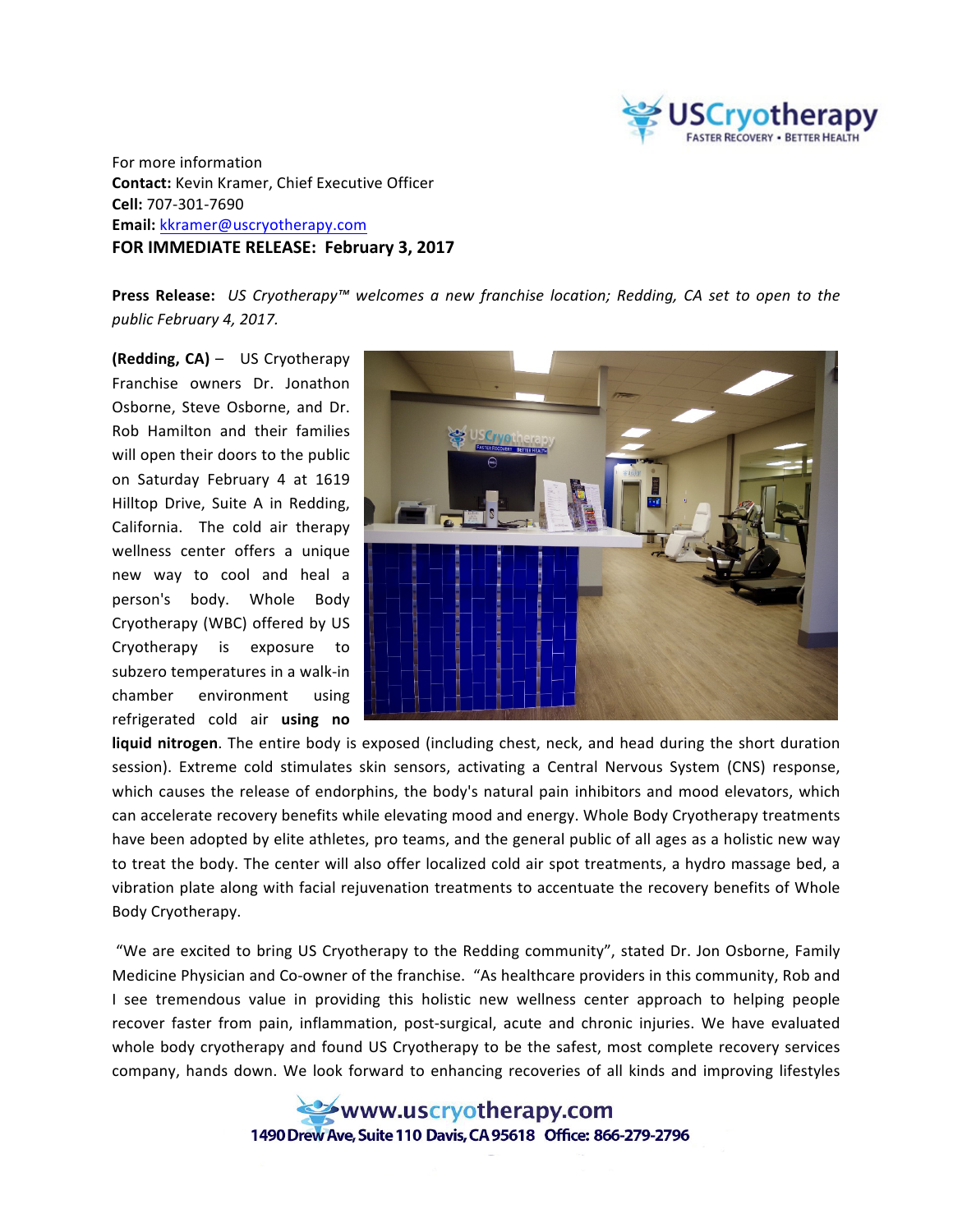For more information
**Contact:** Kevin Kramer, Chief Executive Officer
**Cell:** 707-301-7690
**Email:** kkramer@uscryotherapy.com
**FOR IMMEDIATE RELEASE: February 3, 2017**

**Press Release:** *US Cryotherapy™ welcomes a new franchise location; Redding, CA set to open to the public February 4, 2017.*

**(Redding, CA)** – US Cryotherapy Franchise owners Dr. Jonathon Osborne, Steve Osborne, and Dr. Rob Hamilton and their families will open their doors to the public on Saturday February 4 at 1619 Hilltop Drive, Suite A in Redding, California. The cold air therapy wellness center offers a unique new way to cool and heal a person's body. Whole Body Cryotherapy (WBC) offered by US Cryotherapy is exposure to subzero temperatures in a walk-in chamber environment using refrigerated cold air **using no liquid nitrogen**. The entire body is exposed (including chest, neck, and head during the short duration session). Extreme cold stimulates skin sensors, activating a Central Nervous System (CNS) response, which causes the release of endorphins, the body's natural pain inhibitors and mood elevators, which can accelerate recovery benefits while elevating mood and energy. Whole Body Cryotherapy treatments have been adopted by elite athletes, pro teams, and the general public of all ages as a holistic new way to treat the body. The center will also offer localized cold air spot treatments, a hydro massage bed, a vibration plate along with facial rejuvenation treatments to accentuate the recovery benefits of Whole Body Cryotherapy.

"We are excited to bring US Cryotherapy to the Redding community", stated Dr. Jon Osborne, Family Medicine Physician and Co-owner of the franchise. "As healthcare providers in this community, Rob and I see tremendous value in providing this holistic new wellness center approach to helping people recover faster from pain, inflammation, post-surgical, acute and chronic injuries. We have evaluated whole body cryotherapy and found US Cryotherapy to be the safest, most complete recovery services company, hands down. We look forward to enhancing recoveries of all kinds and improving lifestyles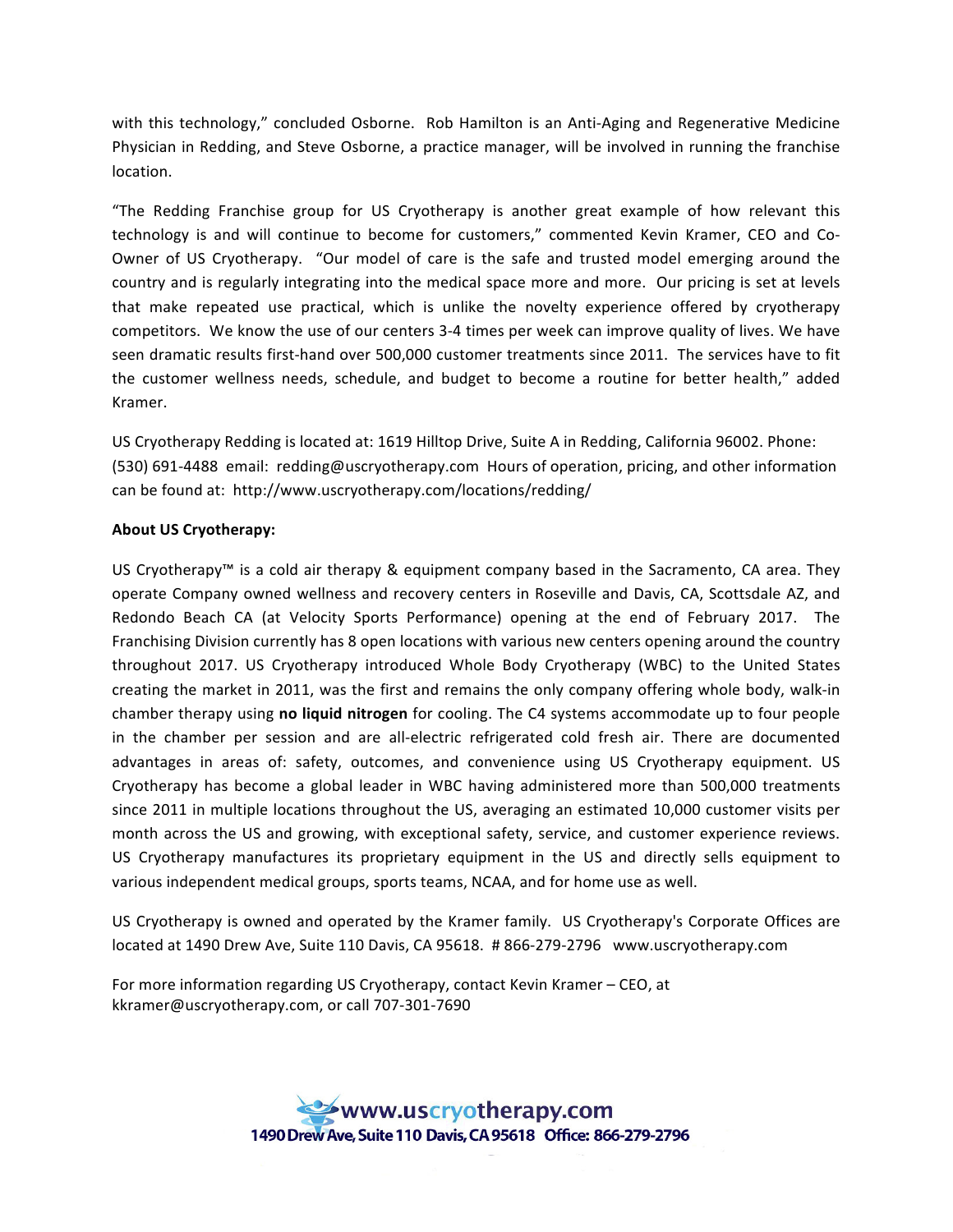with this technology," concluded Osborne. Rob Hamilton is an Anti-Aging and Regenerative Medicine Physician in Redding, and Steve Osborne, a practice manager, will be involved in running the franchise location.

"The Redding Franchise group for US Cryotherapy is another great example of how relevant this technology is and will continue to become for customers," commented Kevin Kramer, CEO and Co-Owner of US Cryotherapy. "Our model of care is the safe and trusted model emerging around the country and is regularly integrating into the medical space more and more. Our pricing is set at levels that make repeated use practical, which is unlike the novelty experience offered by cryotherapy competitors. We know the use of our centers 3-4 times per week can improve quality of lives. We have seen dramatic results first-hand over 500,000 customer treatments since 2011. The services have to fit the customer wellness needs, schedule, and budget to become a routine for better health," added Kramer.

US Cryotherapy Redding is located at: 1619 Hilltop Drive, Suite A in Redding, California 96002. Phone: (530) 691-4488 email: redding@uscryotherapy.com Hours of operation, pricing, and other information can be found at: http://www.uscryotherapy.com/locations/redding/

**About US Cryotherapy:**

US Cryotherapy™ is a cold air therapy & equipment company based in the Sacramento, CA area. They operate Company owned wellness and recovery centers in Roseville and Davis, CA, Scottsdale AZ, and Redondo Beach CA (at Velocity Sports Performance) opening at the end of February 2017. The Franchising Division currently has 8 open locations with various new centers opening around the country throughout 2017. US Cryotherapy introduced Whole Body Cryotherapy (WBC) to the United States creating the market in 2011, was the first and remains the only company offering whole body, walk-in chamber therapy using **no liquid nitrogen** for cooling. The C4 systems accommodate up to four people in the chamber per session and are all-electric refrigerated cold fresh air. There are documented advantages in areas of: safety, outcomes, and convenience using US Cryotherapy equipment. US Cryotherapy has become a global leader in WBC having administered more than 500,000 treatments since 2011 in multiple locations throughout the US, averaging an estimated 10,000 customer visits per month across the US and growing, with exceptional safety, service, and customer experience reviews. US Cryotherapy manufactures its proprietary equipment in the US and directly sells equipment to various independent medical groups, sports teams, NCAA, and for home use as well.

US Cryotherapy is owned and operated by the Kramer family. US Cryotherapy's Corporate Offices are located at 1490 Drew Ave, Suite 110 Davis, CA 95618. # 866-279-2796 www.uscryotherapy.com

For more information regarding US Cryotherapy, contact Kevin Kramer – CEO, at kkramer@uscryotherapy.com, or call 707-301-7690

www.uscryotherapy.com
1490 Drew Ave, Suite 110 Davis, CA 95618 Office: 866-279-2796